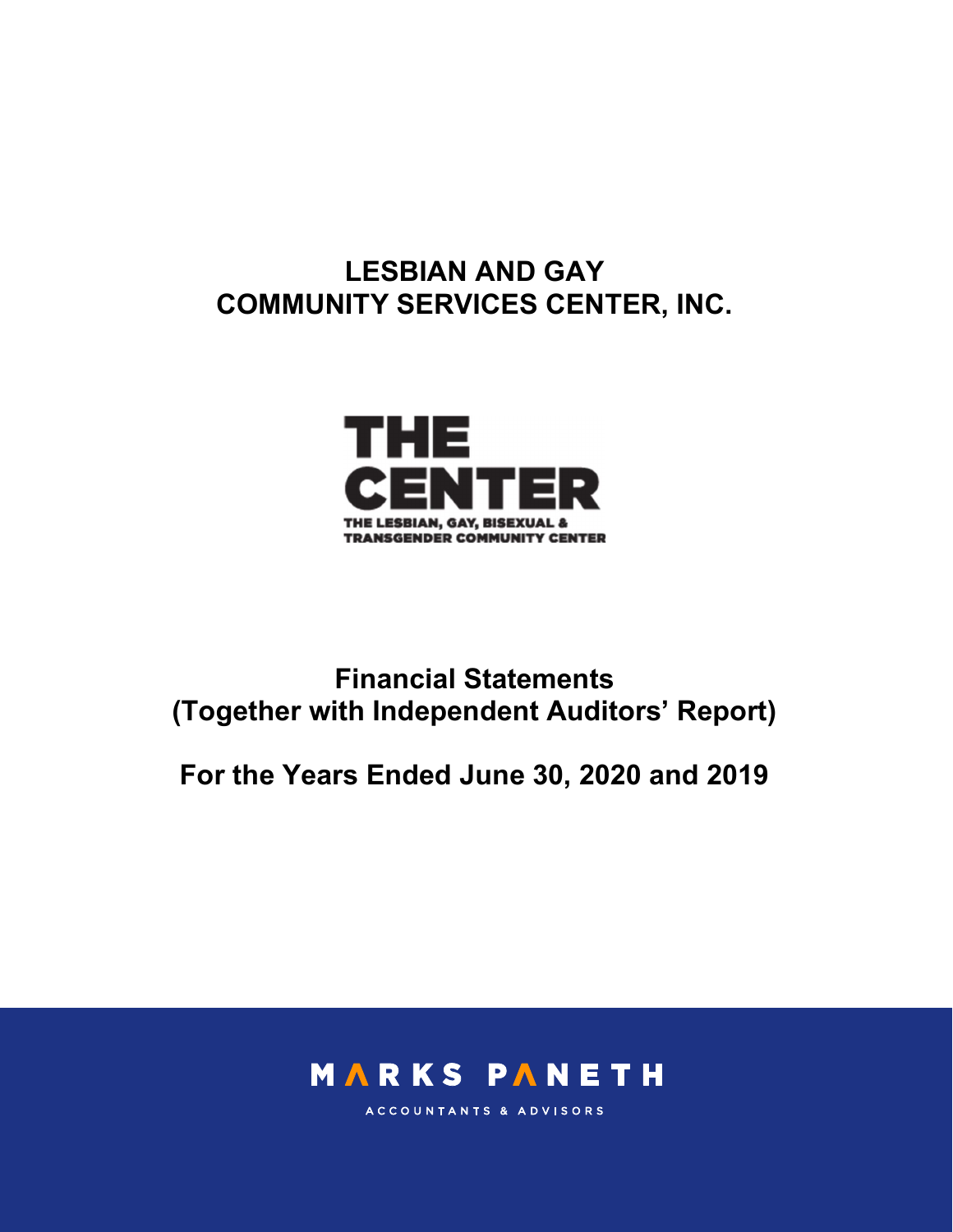# LESBIAN AND GAY COMMUNITY SERVICES CENTER, INC.

THE CENTER

THE LESBIAN, GAY, BISEXUAL & TRANSGENDER COMMUNITY CENTER

## Financial Statements (Together with Independent Auditors' Report)

## For the Years Ended June 30, 2020 and 2019

MARKS PANETH

ACCOUNTANTS & ADVISORS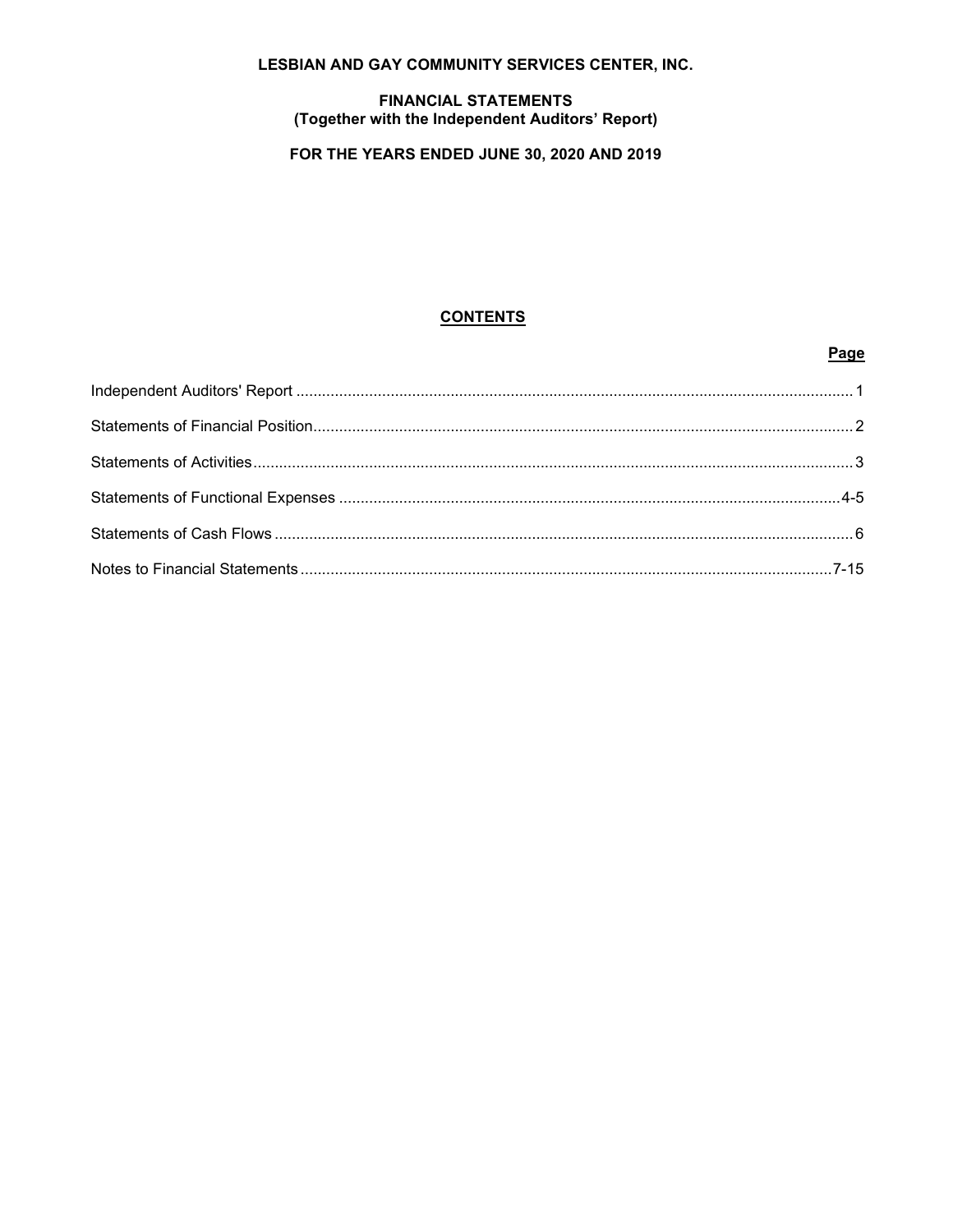# LESBIAN AND GAY COMMUNITY SERVICES CENTER, INC.

## FINANCIAL STATEMENTS
## (Together with the Independent Auditors' Report)

## FOR THE YEARS ENDED JUNE 30, 2020 AND 2019

### CONTENTS

| | Page |
|---|---|
| Independent Auditors' Report | 1 |
| Statements of Financial Position | 2 |
| Statements of Activities | 3 |
| Statements of Functional Expenses | 4-5 |
| Statements of Cash Flows | 6 |
| Notes to Financial Statements | 7-15 |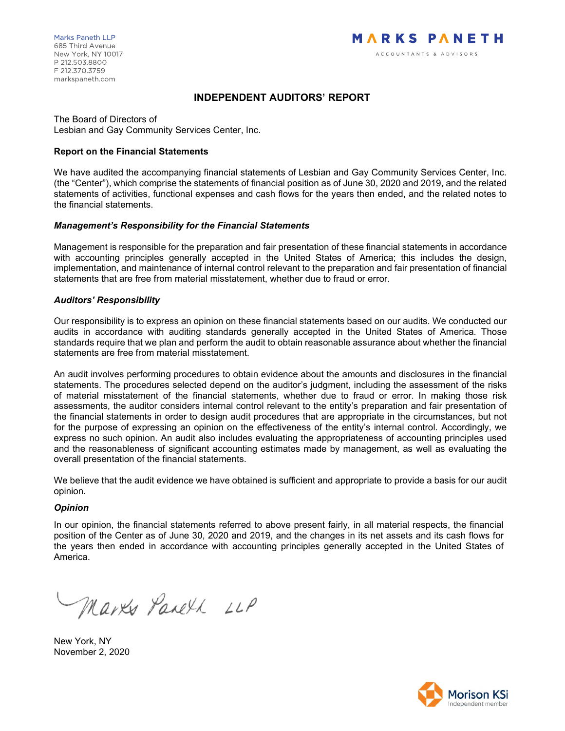Marks Paneth LLP
685 Third Avenue
New York, NY 10017
P 212.503.8800
F 212.370.3759
markspaneth.com

MARKS PANETH
ACCOUNTANTS & ADVISORS

# INDEPENDENT AUDITORS' REPORT

The Board of Directors of
Lesbian and Gay Community Services Center, Inc.

**Report on the Financial Statements**

We have audited the accompanying financial statements of Lesbian and Gay Community Services Center, Inc. (the "Center"), which comprise the statements of financial position as of June 30, 2020 and 2019, and the related statements of activities, functional expenses and cash flows for the years then ended, and the related notes to the financial statements.

***Management's Responsibility for the Financial Statements***

Management is responsible for the preparation and fair presentation of these financial statements in accordance with accounting principles generally accepted in the United States of America; this includes the design, implementation, and maintenance of internal control relevant to the preparation and fair presentation of financial statements that are free from material misstatement, whether due to fraud or error.

***Auditors' Responsibility***

Our responsibility is to express an opinion on these financial statements based on our audits. We conducted our audits in accordance with auditing standards generally accepted in the United States of America. Those standards require that we plan and perform the audit to obtain reasonable assurance about whether the financial statements are free from material misstatement.

An audit involves performing procedures to obtain evidence about the amounts and disclosures in the financial statements. The procedures selected depend on the auditor's judgment, including the assessment of the risks of material misstatement of the financial statements, whether due to fraud or error. In making those risk assessments, the auditor considers internal control relevant to the entity's preparation and fair presentation of the financial statements in order to design audit procedures that are appropriate in the circumstances, but not for the purpose of expressing an opinion on the effectiveness of the entity's internal control. Accordingly, we express no such opinion. An audit also includes evaluating the appropriateness of accounting principles used and the reasonableness of significant accounting estimates made by management, as well as evaluating the overall presentation of the financial statements.

We believe that the audit evidence we have obtained is sufficient and appropriate to provide a basis for our audit opinion.

***Opinion***

In our opinion, the financial statements referred to above present fairly, in all material respects, the financial position of the Center as of June 30, 2020 and 2019, and the changes in its net assets and its cash flows for the years then ended in accordance with accounting principles generally accepted in the United States of America.

Marks Paneth LLP

New York, NY
November 2, 2020

Morison KSi
Independent member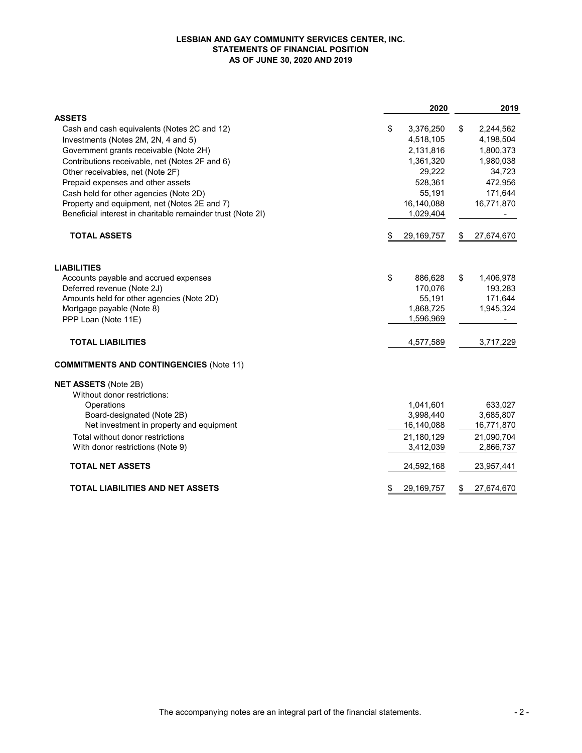**LESBIAN AND GAY COMMUNITY SERVICES CENTER, INC.**
**STATEMENTS OF FINANCIAL POSITION**
**AS OF JUNE 30, 2020 AND 2019**

| | 2020 | 2019 |
|---|---|---|
| **ASSETS** | | |
| Cash and cash equivalents (Notes 2C and 12) | $ 3,376,250 | $ 2,244,562 |
| Investments (Notes 2M, 2N, 4 and 5) | 4,518,105 | 4,198,504 |
| Government grants receivable (Note 2H) | 2,131,816 | 1,800,373 |
| Contributions receivable, net (Notes 2F and 6) | 1,361,320 | 1,980,038 |
| Other receivables, net (Note 2F) | 29,222 | 34,723 |
| Prepaid expenses and other assets | 528,361 | 472,956 |
| Cash held for other agencies (Note 2D) | 55,191 | 171,644 |
| Property and equipment, net (Notes 2E and 7) | 16,140,088 | 16,771,870 |
| Beneficial interest in charitable remainder trust (Note 2I) | 1,029,404 | - |
| **TOTAL ASSETS** | $ 29,169,757 | $ 27,674,670 |
| | | |
| **LIABILITIES** | | |
| Accounts payable and accrued expenses | $ 886,628 | $ 1,406,978 |
| Deferred revenue (Note 2J) | 170,076 | 193,283 |
| Amounts held for other agencies (Note 2D) | 55,191 | 171,644 |
| Mortgage payable (Note 8) | 1,868,725 | 1,945,324 |
| PPP Loan (Note 11E) | 1,596,969 | - |
| **TOTAL LIABILITIES** | 4,577,589 | 3,717,229 |
| | | |
| **COMMITMENTS AND CONTINGENCIES** (Note 11) | | |
| | | |
| **NET ASSETS** (Note 2B) | | |
| Without donor restrictions: | | |
| Operations | 1,041,601 | 633,027 |
| Board-designated (Note 2B) | 3,998,440 | 3,685,807 |
| Net investment in property and equipment | 16,140,088 | 16,771,870 |
| Total without donor restrictions | 21,180,129 | 21,090,704 |
| With donor restrictions (Note 9) | 3,412,039 | 2,866,737 |
| **TOTAL NET ASSETS** | 24,592,168 | 23,957,441 |
| **TOTAL LIABILITIES AND NET ASSETS** | $ 29,169,757 | $ 27,674,670 |

The accompanying notes are an integral part of the financial statements.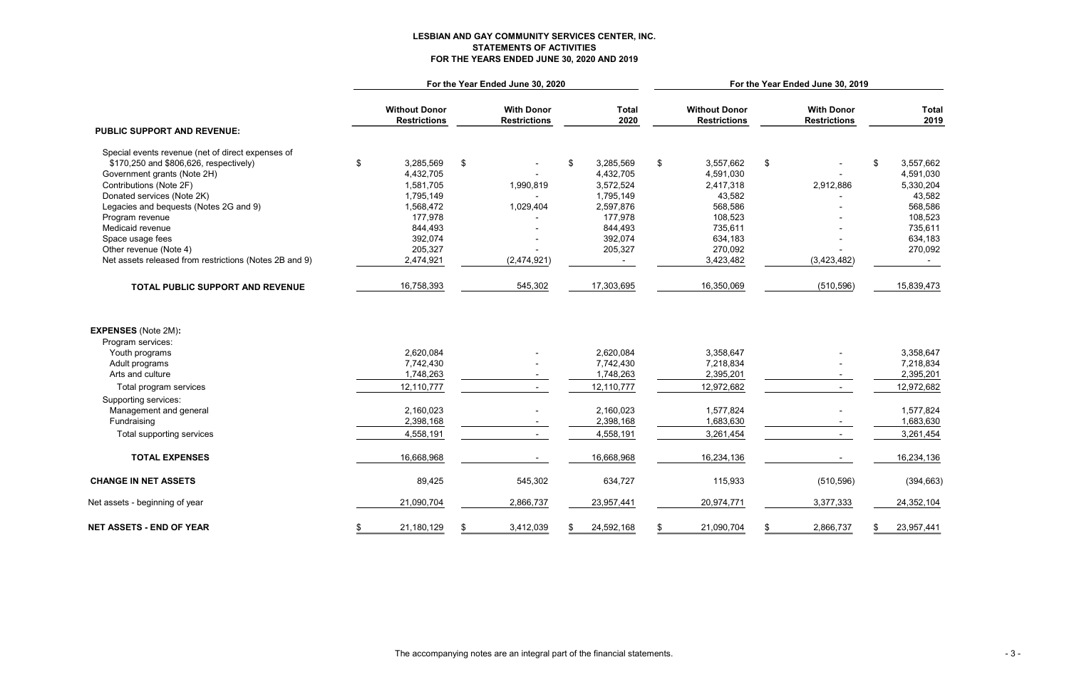# LESBIAN AND GAY COMMUNITY SERVICES CENTER, INC.
## STATEMENTS OF ACTIVITIES
### FOR THE YEARS ENDED JUNE 30, 2020 AND 2019

| | For the Year Ended June 30, 2020 | | | For the Year Ended June 30, 2019 | | |
|---|---|---|---|---|---|---|
| | Without Donor Restrictions | With Donor Restrictions | Total 2020 | Without Donor Restrictions | With Donor Restrictions | Total 2019 |
| **PUBLIC SUPPORT AND REVENUE:** | | | | | | |
| Special events revenue (net of direct expenses of $170,250 and $806,626, respectively) | $ 3,285,569 | $ - | $ 3,285,569 | $ 3,557,662 | $ - | $ 3,557,662 |
| Government grants (Note 2H) | 4,432,705 | - | 4,432,705 | 4,591,030 | - | 4,591,030 |
| Contributions (Note 2F) | 1,581,705 | 1,990,819 | 3,572,524 | 2,417,318 | 2,912,886 | 5,330,204 |
| Donated services (Note 2K) | 1,795,149 | - | 1,795,149 | 43,582 | - | 43,582 |
| Legacies and bequests (Notes 2G and 9) | 1,568,472 | 1,029,404 | 2,597,876 | 568,586 | - | 568,586 |
| Program revenue | 177,978 | - | 177,978 | 108,523 | - | 108,523 |
| Medicaid revenue | 844,493 | - | 844,493 | 735,611 | - | 735,611 |
| Space usage fees | 392,074 | - | 392,074 | 634,183 | - | 634,183 |
| Other revenue (Note 4) | 205,327 | - | 205,327 | 270,092 | - | 270,092 |
| Net assets released from restrictions (Notes 2B and 9) | 2,474,921 | (2,474,921) | - | 3,423,482 | (3,423,482) | - |
| **TOTAL PUBLIC SUPPORT AND REVENUE** | 16,758,393 | 545,302 | 17,303,695 | 16,350,069 | (510,596) | 15,839,473 |
| **EXPENSES** (Note 2M)**:** | | | | | | |
| Program services: | | | | | | |
| Youth programs | 2,620,084 | - | 2,620,084 | 3,358,647 | - | 3,358,647 |
| Adult programs | 7,742,430 | - | 7,742,430 | 7,218,834 | - | 7,218,834 |
| Arts and culture | 1,748,263 | - | 1,748,263 | 2,395,201 | - | 2,395,201 |
| Total program services | 12,110,777 | - | 12,110,777 | 12,972,682 | - | 12,972,682 |
| Supporting services: | | | | | | |
| Management and general | 2,160,023 | - | 2,160,023 | 1,577,824 | - | 1,577,824 |
| Fundraising | 2,398,168 | - | 2,398,168 | 1,683,630 | - | 1,683,630 |
| Total supporting services | 4,558,191 | - | 4,558,191 | 3,261,454 | - | 3,261,454 |
| **TOTAL EXPENSES** | 16,668,968 | - | 16,668,968 | 16,234,136 | - | 16,234,136 |
| **CHANGE IN NET ASSETS** | 89,425 | 545,302 | 634,727 | 115,933 | (510,596) | (394,663) |
| Net assets - beginning of year | 21,090,704 | 2,866,737 | 23,957,441 | 20,974,771 | 3,377,333 | 24,352,104 |
| **NET ASSETS - END OF YEAR** | $ 21,180,129 | $ 3,412,039 | $ 24,592,168 | $ 21,090,704 | $ 2,866,737 | $ 23,957,441 |

The accompanying notes are an integral part of the financial statements.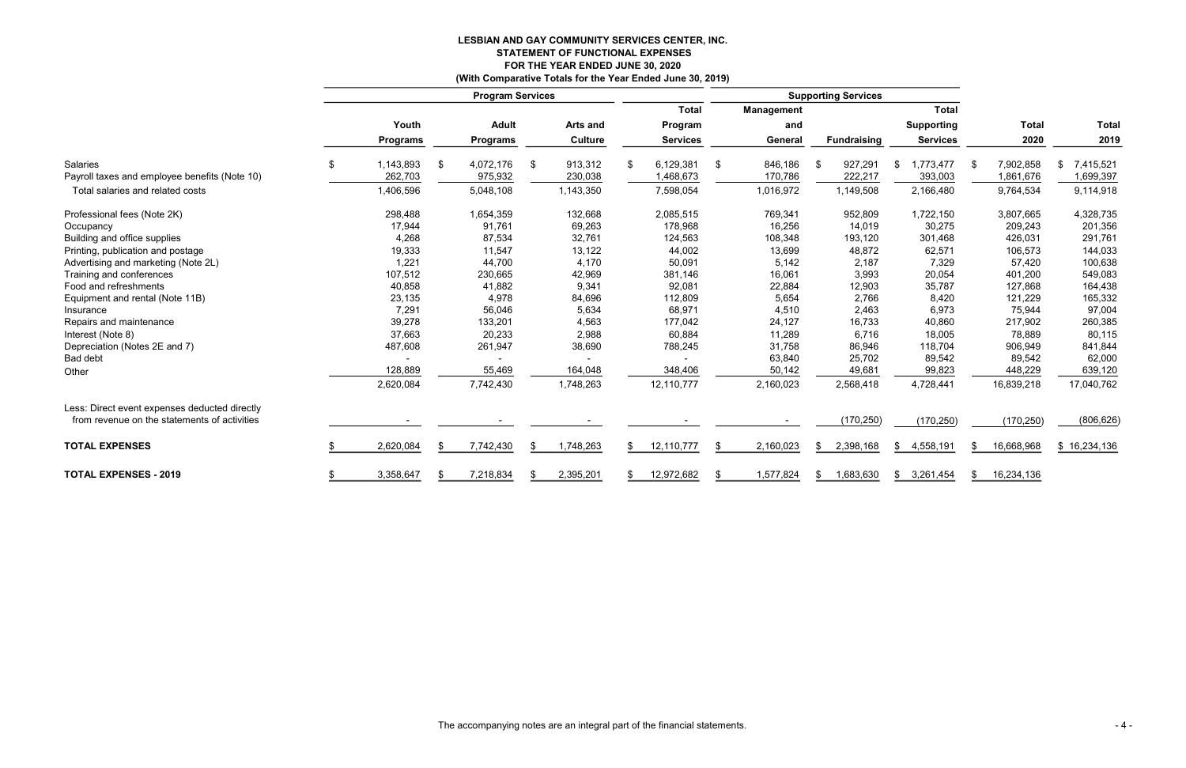**LESBIAN AND GAY COMMUNITY SERVICES CENTER, INC.**
**STATEMENT OF FUNCTIONAL EXPENSES**
**FOR THE YEAR ENDED JUNE 30, 2020**
**(With Comparative Totals for the Year Ended June 30, 2019)**

| | Program Services | | | | Supporting Services | | | | |
|---|---|---|---|---|---|---|---|---|---|
| | Youth Programs | Adult Programs | Arts and Culture | Total Program Services | Management and General | Fundraising | Total Supporting Services | Total 2020 | Total 2019 |
| Salaries | $ 1,143,893 | $ 4,072,176 | $ 913,312 | $ 6,129,381 | $ 846,186 | $ 927,291 | $ 1,773,477 | $ 7,902,858 | $ 7,415,521 |
| Payroll taxes and employee benefits (Note 10) | 262,703 | 975,932 | 230,038 | 1,468,673 | 170,786 | 222,217 | 393,003 | 1,861,676 | 1,699,397 |
| Total salaries and related costs | 1,406,596 | 5,048,108 | 1,143,350 | 7,598,054 | 1,016,972 | 1,149,508 | 2,166,480 | 9,764,534 | 9,114,918 |
| Professional fees (Note 2K) | 298,488 | 1,654,359 | 132,668 | 2,085,515 | 769,341 | 952,809 | 1,722,150 | 3,807,665 | 4,328,735 |
| Occupancy | 17,944 | 91,761 | 69,263 | 178,968 | 16,256 | 14,019 | 30,275 | 209,243 | 201,356 |
| Building and office supplies | 4,268 | 87,534 | 32,761 | 124,563 | 108,348 | 193,120 | 301,468 | 426,031 | 291,761 |
| Printing, publication and postage | 19,333 | 11,547 | 13,122 | 44,002 | 13,699 | 48,872 | 62,571 | 106,573 | 144,033 |
| Advertising and marketing (Note 2L) | 1,221 | 44,700 | 4,170 | 50,091 | 5,142 | 2,187 | 7,329 | 57,420 | 100,638 |
| Training and conferences | 107,512 | 230,665 | 42,969 | 381,146 | 16,061 | 3,993 | 20,054 | 401,200 | 549,083 |
| Food and refreshments | 40,858 | 41,882 | 9,341 | 92,081 | 22,884 | 12,903 | 35,787 | 127,868 | 164,438 |
| Equipment and rental (Note 11B) | 23,135 | 4,978 | 84,696 | 112,809 | 5,654 | 2,766 | 8,420 | 121,229 | 165,332 |
| Insurance | 7,291 | 56,046 | 5,634 | 68,971 | 4,510 | 2,463 | 6,973 | 75,944 | 97,004 |
| Repairs and maintenance | 39,278 | 133,201 | 4,563 | 177,042 | 24,127 | 16,733 | 40,860 | 217,902 | 260,385 |
| Interest (Note 8) | 37,663 | 20,233 | 2,988 | 60,884 | 11,289 | 6,716 | 18,005 | 78,889 | 80,115 |
| Depreciation (Notes 2E and 7) | 487,608 | 261,947 | 38,690 | 788,245 | 31,758 | 86,946 | 118,704 | 906,949 | 841,844 |
| Bad debt | - | - | - | - | 63,840 | 25,702 | 89,542 | 89,542 | 62,000 |
| Other | 128,889 | 55,469 | 164,048 | 348,406 | 50,142 | 49,681 | 99,823 | 448,229 | 639,120 |
| | 2,620,084 | 7,742,430 | 1,748,263 | 12,110,777 | 2,160,023 | 2,568,418 | 4,728,441 | 16,839,218 | 17,040,762 |
| Less: Direct event expenses deducted directly from revenue on the statements of activities | - | - | - | - | - | (170,250) | (170,250) | (170,250) | (806,626) |
| **TOTAL EXPENSES** | $ 2,620,084 | $ 7,742,430 | $ 1,748,263 | $ 12,110,777 | $ 2,160,023 | $ 2,398,168 | $ 4,558,191 | $ 16,668,968 | $ 16,234,136 |
| **TOTAL EXPENSES - 2019** | $ 3,358,647 | $ 7,218,834 | $ 2,395,201 | $ 12,972,682 | $ 1,577,824 | $ 1,683,630 | $ 3,261,454 | $ 16,234,136 | |

The accompanying notes are an integral part of the financial statements.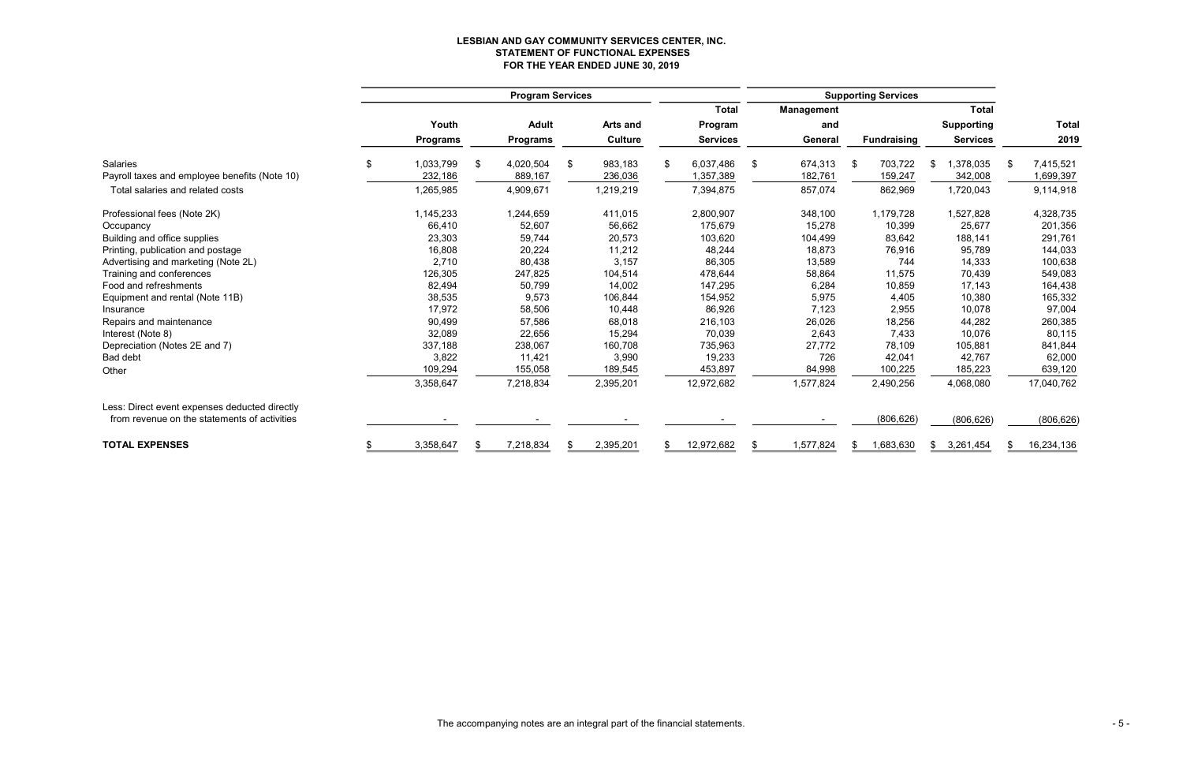# LESBIAN AND GAY COMMUNITY SERVICES CENTER, INC.
## STATEMENT OF FUNCTIONAL EXPENSES
### FOR THE YEAR ENDED JUNE 30, 2019

| | Program Services | | | | Supporting Services | | | |
|---|---|---|---|---|---|---|---|---|
| | Youth Programs | Adult Programs | Arts and Culture | Total Program Services | Management and General | Fundraising | Total Supporting Services | Total 2019 |
| Salaries | $ 1,033,799 | $ 4,020,504 | $ 983,183 | $ 6,037,486 | $ 674,313 | $ 703,722 | $ 1,378,035 | $ 7,415,521 |
| Payroll taxes and employee benefits (Note 10) | 232,186 | 889,167 | 236,036 | 1,357,389 | 182,761 | 159,247 | 342,008 | 1,699,397 |
| Total salaries and related costs | 1,265,985 | 4,909,671 | 1,219,219 | 7,394,875 | 857,074 | 862,969 | 1,720,043 | 9,114,918 |
| Professional fees (Note 2K) | 1,145,233 | 1,244,659 | 411,015 | 2,800,907 | 348,100 | 1,179,728 | 1,527,828 | 4,328,735 |
| Occupancy | 66,410 | 52,607 | 56,662 | 175,679 | 15,278 | 10,399 | 25,677 | 201,356 |
| Building and office supplies | 23,303 | 59,744 | 20,573 | 103,620 | 104,499 | 83,642 | 188,141 | 291,761 |
| Printing, publication and postage | 16,808 | 20,224 | 11,212 | 48,244 | 18,873 | 76,916 | 95,789 | 144,033 |
| Advertising and marketing (Note 2L) | 2,710 | 80,438 | 3,157 | 86,305 | 13,589 | 744 | 14,333 | 100,638 |
| Training and conferences | 126,305 | 247,825 | 104,514 | 478,644 | 58,864 | 11,575 | 70,439 | 549,083 |
| Food and refreshments | 82,494 | 50,799 | 14,002 | 147,295 | 6,284 | 10,859 | 17,143 | 164,438 |
| Equipment and rental (Note 11B) | 38,535 | 9,573 | 106,844 | 154,952 | 5,975 | 4,405 | 10,380 | 165,332 |
| Insurance | 17,972 | 58,506 | 10,448 | 86,926 | 7,123 | 2,955 | 10,078 | 97,004 |
| Repairs and maintenance | 90,499 | 57,586 | 68,018 | 216,103 | 26,026 | 18,256 | 44,282 | 260,385 |
| Interest (Note 8) | 32,089 | 22,656 | 15,294 | 70,039 | 2,643 | 7,433 | 10,076 | 80,115 |
| Depreciation (Notes 2E and 7) | 337,188 | 238,067 | 160,708 | 735,963 | 27,772 | 78,109 | 105,881 | 841,844 |
| Bad debt | 3,822 | 11,421 | 3,990 | 19,233 | 726 | 42,041 | 42,767 | 62,000 |
| Other | 109,294 | 155,058 | 189,545 | 453,897 | 84,998 | 100,225 | 185,223 | 639,120 |
| | 3,358,647 | 7,218,834 | 2,395,201 | 12,972,682 | 1,577,824 | 2,490,256 | 4,068,080 | 17,040,762 |
| Less: Direct event expenses deducted directly from revenue on the statements of activities | - | - | - | - | - | (806,626) | (806,626) | (806,626) |
| **TOTAL EXPENSES** | $ 3,358,647 | $ 7,218,834 | $ 2,395,201 | $ 12,972,682 | $ 1,577,824 | $ 1,683,630 | $ 3,261,454 | $ 16,234,136 |

The accompanying notes are an integral part of the financial statements.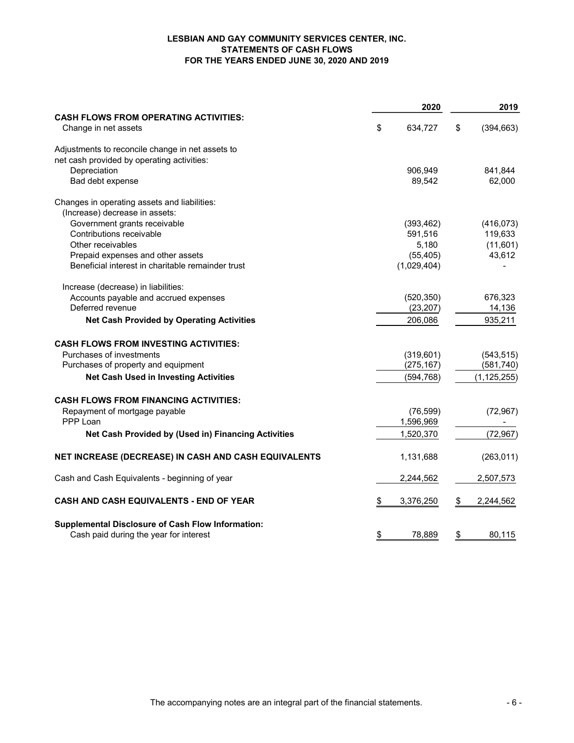# LESBIAN AND GAY COMMUNITY SERVICES CENTER, INC.
## STATEMENTS OF CASH FLOWS
### FOR THE YEARS ENDED JUNE 30, 2020 AND 2019

| | 2020 | 2019 |
|---|---|---|
| **CASH FLOWS FROM OPERATING ACTIVITIES:** | | |
| Change in net assets | $ 634,727 | $ (394,663) |
| Adjustments to reconcile change in net assets to net cash provided by operating activities: | | |
| Depreciation | 906,949 | 841,844 |
| Bad debt expense | 89,542 | 62,000 |
| Changes in operating assets and liabilities: | | |
| (Increase) decrease in assets: | | |
| Government grants receivable | (393,462) | (416,073) |
| Contributions receivable | 591,516 | 119,633 |
| Other receivables | 5,180 | (11,601) |
| Prepaid expenses and other assets | (55,405) | 43,612 |
| Beneficial interest in charitable remainder trust | (1,029,404) | - |
| Increase (decrease) in liabilities: | | |
| Accounts payable and accrued expenses | (520,350) | 676,323 |
| Deferred revenue | (23,207) | 14,136 |
| **Net Cash Provided by Operating Activities** | 206,086 | 935,211 |
| **CASH FLOWS FROM INVESTING ACTIVITIES:** | | |
| Purchases of investments | (319,601) | (543,515) |
| Purchases of property and equipment | (275,167) | (581,740) |
| **Net Cash Used in Investing Activities** | (594,768) | (1,125,255) |
| **CASH FLOWS FROM FINANCING ACTIVITIES:** | | |
| Repayment of mortgage payable | (76,599) | (72,967) |
| PPP Loan | 1,596,969 | - |
| **Net Cash Provided by (Used in) Financing Activities** | 1,520,370 | (72,967) |
| **NET INCREASE (DECREASE) IN CASH AND CASH EQUIVALENTS** | 1,131,688 | (263,011) |
| Cash and Cash Equivalents - beginning of year | 2,244,562 | 2,507,573 |
| **CASH AND CASH EQUIVALENTS - END OF YEAR** | $ 3,376,250 | $ 2,244,562 |
| **Supplemental Disclosure of Cash Flow Information:** | | |
| Cash paid during the year for interest | $ 78,889 | $ 80,115 |

The accompanying notes are an integral part of the financial statements.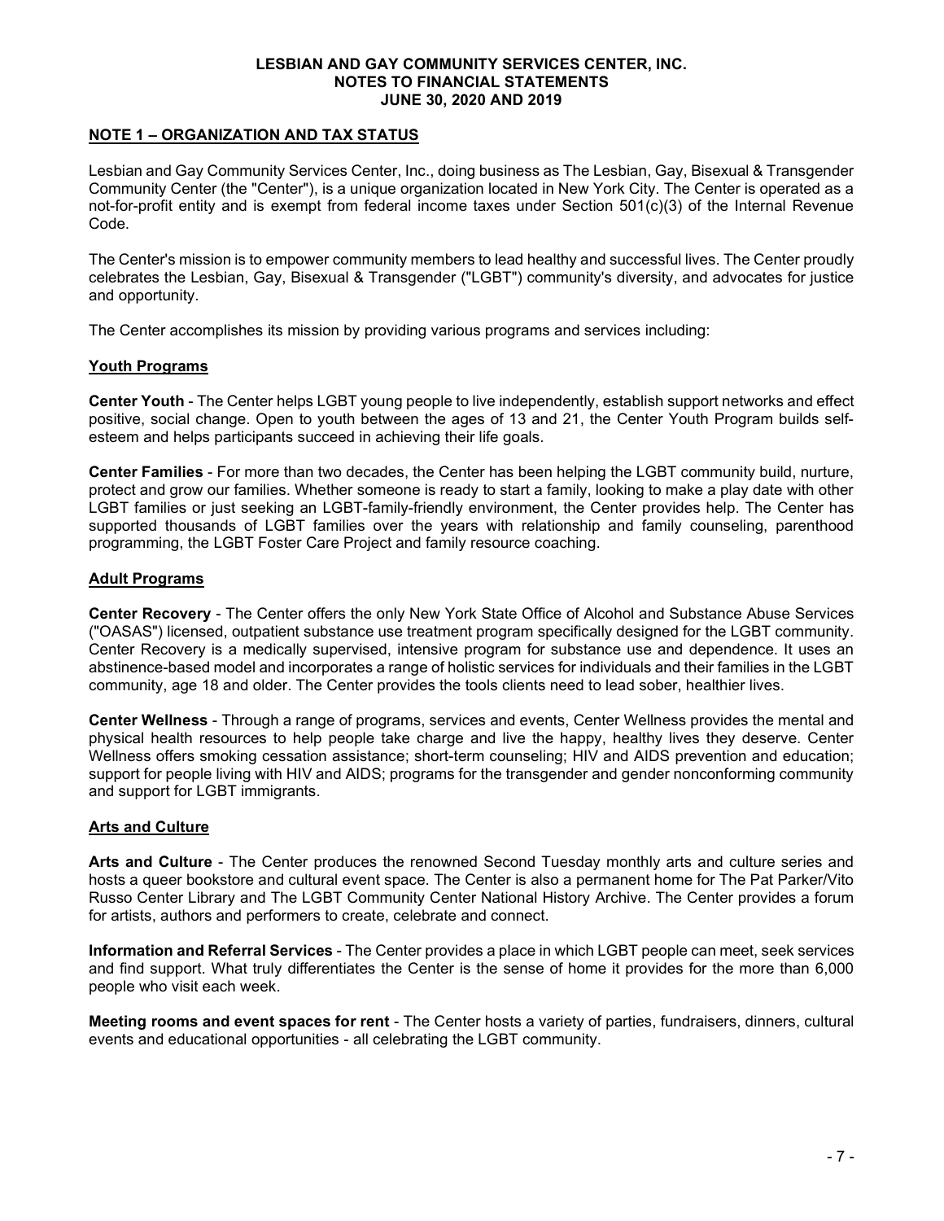# LESBIAN AND GAY COMMUNITY SERVICES CENTER, INC.
## NOTES TO FINANCIAL STATEMENTS
## JUNE 30, 2020 AND 2019

### NOTE 1 – ORGANIZATION AND TAX STATUS

Lesbian and Gay Community Services Center, Inc., doing business as The Lesbian, Gay, Bisexual & Transgender Community Center (the "Center"), is a unique organization located in New York City. The Center is operated as a not-for-profit entity and is exempt from federal income taxes under Section 501(c)(3) of the Internal Revenue Code.

The Center's mission is to empower community members to lead healthy and successful lives. The Center proudly celebrates the Lesbian, Gay, Bisexual & Transgender ("LGBT") community's diversity, and advocates for justice and opportunity.

The Center accomplishes its mission by providing various programs and services including:

#### Youth Programs

**Center Youth** - The Center helps LGBT young people to live independently, establish support networks and effect positive, social change. Open to youth between the ages of 13 and 21, the Center Youth Program builds self-esteem and helps participants succeed in achieving their life goals.

**Center Families** - For more than two decades, the Center has been helping the LGBT community build, nurture, protect and grow our families. Whether someone is ready to start a family, looking to make a play date with other LGBT families or just seeking an LGBT-family-friendly environment, the Center provides help. The Center has supported thousands of LGBT families over the years with relationship and family counseling, parenthood programming, the LGBT Foster Care Project and family resource coaching.

#### Adult Programs

**Center Recovery** - The Center offers the only New York State Office of Alcohol and Substance Abuse Services ("OASAS") licensed, outpatient substance use treatment program specifically designed for the LGBT community. Center Recovery is a medically supervised, intensive program for substance use and dependence. It uses an abstinence-based model and incorporates a range of holistic services for individuals and their families in the LGBT community, age 18 and older. The Center provides the tools clients need to lead sober, healthier lives.

**Center Wellness** - Through a range of programs, services and events, Center Wellness provides the mental and physical health resources to help people take charge and live the happy, healthy lives they deserve. Center Wellness offers smoking cessation assistance; short-term counseling; HIV and AIDS prevention and education; support for people living with HIV and AIDS; programs for the transgender and gender nonconforming community and support for LGBT immigrants.

#### Arts and Culture

**Arts and Culture** - The Center produces the renowned Second Tuesday monthly arts and culture series and hosts a queer bookstore and cultural event space. The Center is also a permanent home for The Pat Parker/Vito Russo Center Library and The LGBT Community Center National History Archive. The Center provides a forum for artists, authors and performers to create, celebrate and connect.

**Information and Referral Services** - The Center provides a place in which LGBT people can meet, seek services and find support. What truly differentiates the Center is the sense of home it provides for the more than 6,000 people who visit each week.

**Meeting rooms and event spaces for rent** - The Center hosts a variety of parties, fundraisers, dinners, cultural events and educational opportunities - all celebrating the LGBT community.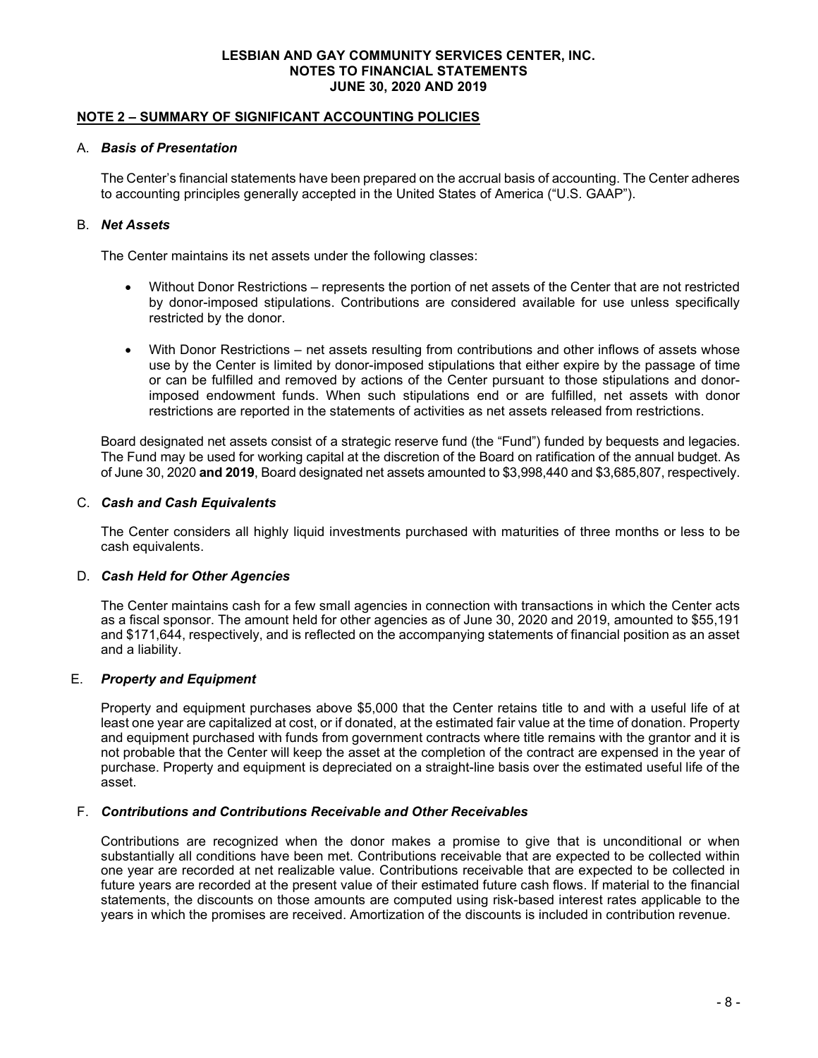**NOTE 2 – SUMMARY OF SIGNIFICANT ACCOUNTING POLICIES**

A. ***Basis of Presentation***

The Center's financial statements have been prepared on the accrual basis of accounting. The Center adheres to accounting principles generally accepted in the United States of America ("U.S. GAAP").

B. ***Net Assets***

The Center maintains its net assets under the following classes:

- Without Donor Restrictions – represents the portion of net assets of the Center that are not restricted by donor-imposed stipulations. Contributions are considered available for use unless specifically restricted by the donor.

- With Donor Restrictions – net assets resulting from contributions and other inflows of assets whose use by the Center is limited by donor-imposed stipulations that either expire by the passage of time or can be fulfilled and removed by actions of the Center pursuant to those stipulations and donor-imposed endowment funds. When such stipulations end or are fulfilled, net assets with donor restrictions are reported in the statements of activities as net assets released from restrictions.

Board designated net assets consist of a strategic reserve fund (the "Fund") funded by bequests and legacies. The Fund may be used for working capital at the discretion of the Board on ratification of the annual budget. As of June 30, 2020 **and 2019**, Board designated net assets amounted to \$3,998,440 and \$3,685,807, respectively.

C. ***Cash and Cash Equivalents***

The Center considers all highly liquid investments purchased with maturities of three months or less to be cash equivalents.

D. ***Cash Held for Other Agencies***

The Center maintains cash for a few small agencies in connection with transactions in which the Center acts as a fiscal sponsor. The amount held for other agencies as of June 30, 2020 and 2019, amounted to \$55,191 and \$171,644, respectively, and is reflected on the accompanying statements of financial position as an asset and a liability.

E. ***Property and Equipment***

Property and equipment purchases above \$5,000 that the Center retains title to and with a useful life of at least one year are capitalized at cost, or if donated, at the estimated fair value at the time of donation. Property and equipment purchased with funds from government contracts where title remains with the grantor and it is not probable that the Center will keep the asset at the completion of the contract are expensed in the year of purchase. Property and equipment is depreciated on a straight-line basis over the estimated useful life of the asset.

F. ***Contributions and Contributions Receivable and Other Receivables***

Contributions are recognized when the donor makes a promise to give that is unconditional or when substantially all conditions have been met. Contributions receivable that are expected to be collected within one year are recorded at net realizable value. Contributions receivable that are expected to be collected in future years are recorded at the present value of their estimated future cash flows. If material to the financial statements, the discounts on those amounts are computed using risk-based interest rates applicable to the years in which the promises are received. Amortization of the discounts is included in contribution revenue.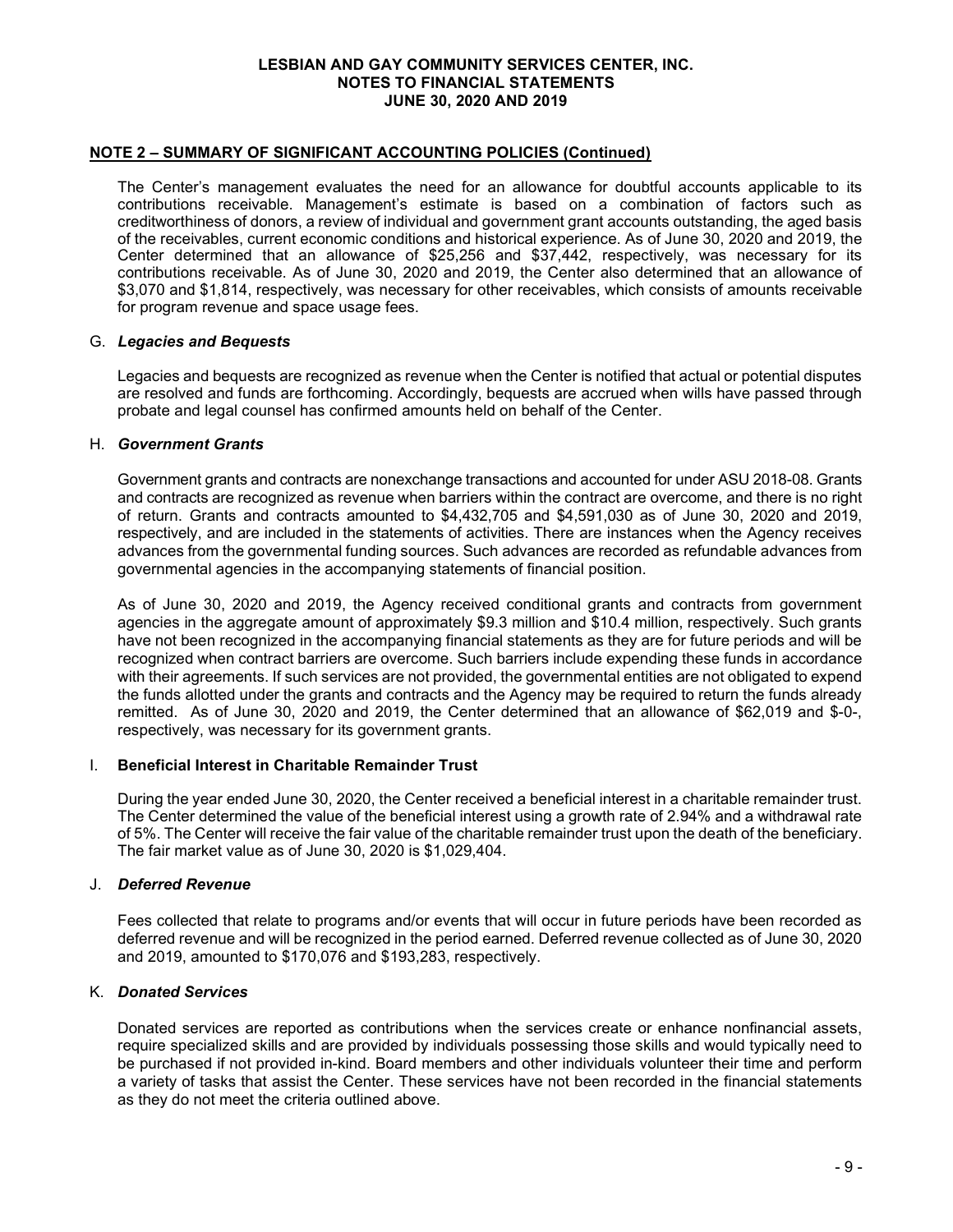## NOTE 2 – SUMMARY OF SIGNIFICANT ACCOUNTING POLICIES (Continued)

The Center's management evaluates the need for an allowance for doubtful accounts applicable to its contributions receivable. Management's estimate is based on a combination of factors such as creditworthiness of donors, a review of individual and government grant accounts outstanding, the aged basis of the receivables, current economic conditions and historical experience. As of June 30, 2020 and 2019, the Center determined that an allowance of $25,256 and $37,442, respectively, was necessary for its contributions receivable. As of June 30, 2020 and 2019, the Center also determined that an allowance of $3,070 and $1,814, respectively, was necessary for other receivables, which consists of amounts receivable for program revenue and space usage fees.

### G. *Legacies and Bequests*

Legacies and bequests are recognized as revenue when the Center is notified that actual or potential disputes are resolved and funds are forthcoming. Accordingly, bequests are accrued when wills have passed through probate and legal counsel has confirmed amounts held on behalf of the Center.

### H. *Government Grants*

Government grants and contracts are nonexchange transactions and accounted for under ASU 2018-08. Grants and contracts are recognized as revenue when barriers within the contract are overcome, and there is no right of return. Grants and contracts amounted to $4,432,705 and $4,591,030 as of June 30, 2020 and 2019, respectively, and are included in the statements of activities. There are instances when the Agency receives advances from the governmental funding sources. Such advances are recorded as refundable advances from governmental agencies in the accompanying statements of financial position.

As of June 30, 2020 and 2019, the Agency received conditional grants and contracts from government agencies in the aggregate amount of approximately $9.3 million and $10.4 million, respectively. Such grants have not been recognized in the accompanying financial statements as they are for future periods and will be recognized when contract barriers are overcome. Such barriers include expending these funds in accordance with their agreements. If such services are not provided, the governmental entities are not obligated to expend the funds allotted under the grants and contracts and the Agency may be required to return the funds already remitted. As of June 30, 2020 and 2019, the Center determined that an allowance of $62,019 and $-0-, respectively, was necessary for its government grants.

### I. **Beneficial Interest in Charitable Remainder Trust**

During the year ended June 30, 2020, the Center received a beneficial interest in a charitable remainder trust. The Center determined the value of the beneficial interest using a growth rate of 2.94% and a withdrawal rate of 5%. The Center will receive the fair value of the charitable remainder trust upon the death of the beneficiary. The fair market value as of June 30, 2020 is $1,029,404.

### J. *Deferred Revenue*

Fees collected that relate to programs and/or events that will occur in future periods have been recorded as deferred revenue and will be recognized in the period earned. Deferred revenue collected as of June 30, 2020 and 2019, amounted to $170,076 and $193,283, respectively.

### K. *Donated Services*

Donated services are reported as contributions when the services create or enhance nonfinancial assets, require specialized skills and are provided by individuals possessing those skills and would typically need to be purchased if not provided in-kind. Board members and other individuals volunteer their time and perform a variety of tasks that assist the Center. These services have not been recorded in the financial statements as they do not meet the criteria outlined above.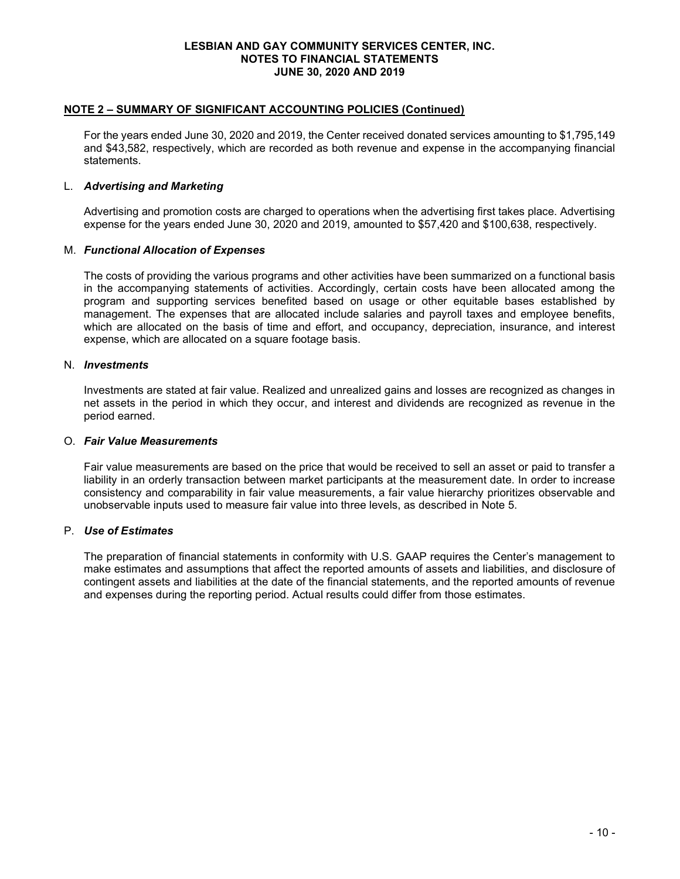## NOTE 2 – SUMMARY OF SIGNIFICANT ACCOUNTING POLICIES (Continued)

For the years ended June 30, 2020 and 2019, the Center received donated services amounting to $1,795,149 and $43,582, respectively, which are recorded as both revenue and expense in the accompanying financial statements.

### L. *Advertising and Marketing*

Advertising and promotion costs are charged to operations when the advertising first takes place. Advertising expense for the years ended June 30, 2020 and 2019, amounted to $57,420 and $100,638, respectively.

### M. *Functional Allocation of Expenses*

The costs of providing the various programs and other activities have been summarized on a functional basis in the accompanying statements of activities. Accordingly, certain costs have been allocated among the program and supporting services benefited based on usage or other equitable bases established by management. The expenses that are allocated include salaries and payroll taxes and employee benefits, which are allocated on the basis of time and effort, and occupancy, depreciation, insurance, and interest expense, which are allocated on a square footage basis.

### N. *Investments*

Investments are stated at fair value. Realized and unrealized gains and losses are recognized as changes in net assets in the period in which they occur, and interest and dividends are recognized as revenue in the period earned.

### O. *Fair Value Measurements*

Fair value measurements are based on the price that would be received to sell an asset or paid to transfer a liability in an orderly transaction between market participants at the measurement date. In order to increase consistency and comparability in fair value measurements, a fair value hierarchy prioritizes observable and unobservable inputs used to measure fair value into three levels, as described in Note 5.

### P. *Use of Estimates*

The preparation of financial statements in conformity with U.S. GAAP requires the Center's management to make estimates and assumptions that affect the reported amounts of assets and liabilities, and disclosure of contingent assets and liabilities at the date of the financial statements, and the reported amounts of revenue and expenses during the reporting period. Actual results could differ from those estimates.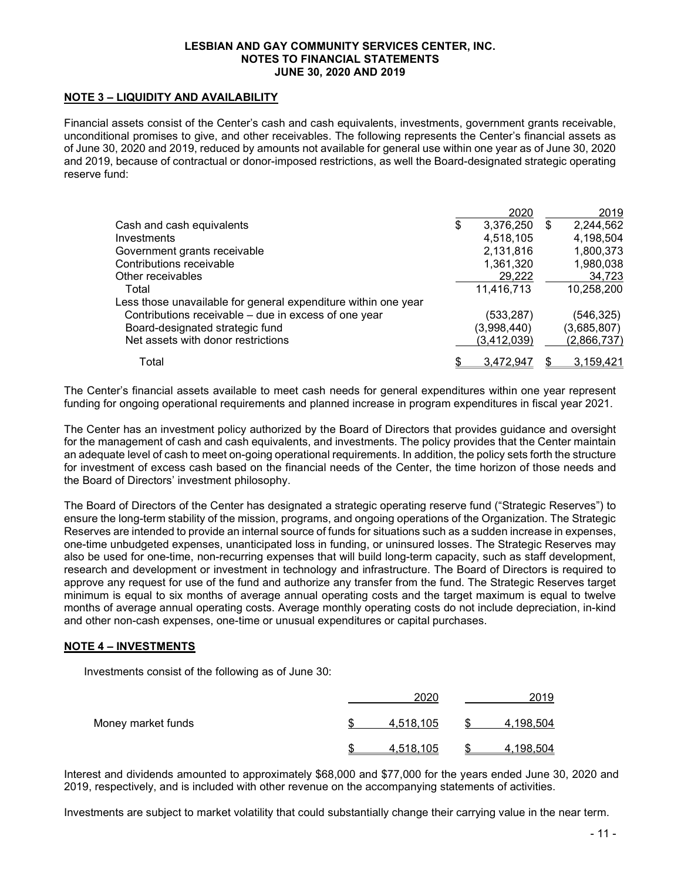LESBIAN AND GAY COMMUNITY SERVICES CENTER, INC.
NOTES TO FINANCIAL STATEMENTS
JUNE 30, 2020 AND 2019

## NOTE 3 – LIQUIDITY AND AVAILABILITY

Financial assets consist of the Center's cash and cash equivalents, investments, government grants receivable, unconditional promises to give, and other receivables. The following represents the Center's financial assets as of June 30, 2020 and 2019, reduced by amounts not available for general use within one year as of June 30, 2020 and 2019, because of contractual or donor-imposed restrictions, as well the Board-designated strategic operating reserve fund:

| | 2020 | 2019 |
|---|---|---|
| Cash and cash equivalents | $ 3,376,250 | $ 2,244,562 |
| Investments | 4,518,105 | 4,198,504 |
| Government grants receivable | 2,131,816 | 1,800,373 |
| Contributions receivable | 1,361,320 | 1,980,038 |
| Other receivables | 29,222 | 34,723 |
| Total | 11,416,713 | 10,258,200 |
| Less those unavailable for general expenditure within one year | | |
| Contributions receivable – due in excess of one year | (533,287) | (546,325) |
| Board-designated strategic fund | (3,998,440) | (3,685,807) |
| Net assets with donor restrictions | (3,412,039) | (2,866,737) |
| Total | $ 3,472,947 | $ 3,159,421 |

The Center's financial assets available to meet cash needs for general expenditures within one year represent funding for ongoing operational requirements and planned increase in program expenditures in fiscal year 2021.

The Center has an investment policy authorized by the Board of Directors that provides guidance and oversight for the management of cash and cash equivalents, and investments. The policy provides that the Center maintain an adequate level of cash to meet on-going operational requirements. In addition, the policy sets forth the structure for investment of excess cash based on the financial needs of the Center, the time horizon of those needs and the Board of Directors' investment philosophy.

The Board of Directors of the Center has designated a strategic operating reserve fund ("Strategic Reserves") to ensure the long-term stability of the mission, programs, and ongoing operations of the Organization. The Strategic Reserves are intended to provide an internal source of funds for situations such as a sudden increase in expenses, one-time unbudgeted expenses, unanticipated loss in funding, or uninsured losses. The Strategic Reserves may also be used for one-time, non-recurring expenses that will build long-term capacity, such as staff development, research and development or investment in technology and infrastructure. The Board of Directors is required to approve any request for use of the fund and authorize any transfer from the fund. The Strategic Reserves target minimum is equal to six months of average annual operating costs and the target maximum is equal to twelve months of average annual operating costs. Average monthly operating costs do not include depreciation, in-kind and other non-cash expenses, one-time or unusual expenditures or capital purchases.

## NOTE 4 – INVESTMENTS

Investments consist of the following as of June 30:

| | 2020 | 2019 |
|---|---|---|
| Money market funds | $ 4,518,105 | $ 4,198,504 |
| | $ 4,518,105 | $ 4,198,504 |

Interest and dividends amounted to approximately $68,000 and $77,000 for the years ended June 30, 2020 and 2019, respectively, and is included with other revenue on the accompanying statements of activities.

Investments are subject to market volatility that could substantially change their carrying value in the near term.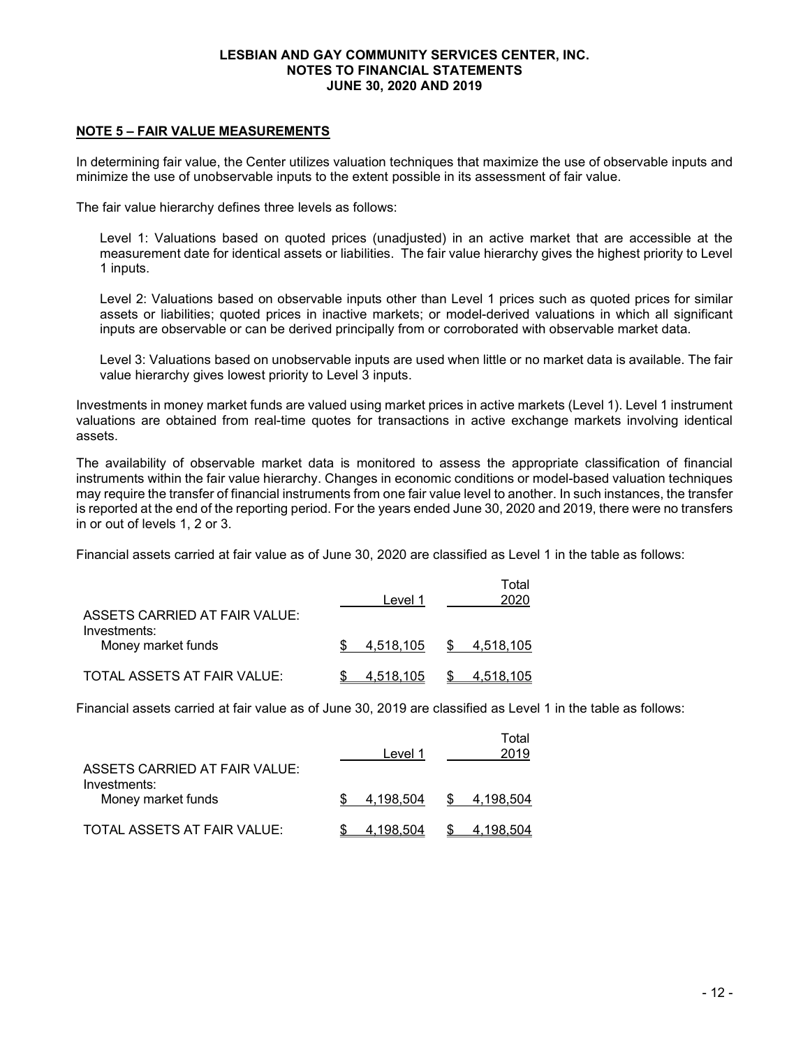## NOTE 5 – FAIR VALUE MEASUREMENTS

In determining fair value, the Center utilizes valuation techniques that maximize the use of observable inputs and minimize the use of unobservable inputs to the extent possible in its assessment of fair value.

The fair value hierarchy defines three levels as follows:

Level 1: Valuations based on quoted prices (unadjusted) in an active market that are accessible at the measurement date for identical assets or liabilities. The fair value hierarchy gives the highest priority to Level 1 inputs.

Level 2: Valuations based on observable inputs other than Level 1 prices such as quoted prices for similar assets or liabilities; quoted prices in inactive markets; or model-derived valuations in which all significant inputs are observable or can be derived principally from or corroborated with observable market data.

Level 3: Valuations based on unobservable inputs are used when little or no market data is available. The fair value hierarchy gives lowest priority to Level 3 inputs.

Investments in money market funds are valued using market prices in active markets (Level 1). Level 1 instrument valuations are obtained from real-time quotes for transactions in active exchange markets involving identical assets.

The availability of observable market data is monitored to assess the appropriate classification of financial instruments within the fair value hierarchy. Changes in economic conditions or model-based valuation techniques may require the transfer of financial instruments from one fair value level to another. In such instances, the transfer is reported at the end of the reporting period. For the years ended June 30, 2020 and 2019, there were no transfers in or out of levels 1, 2 or 3.

Financial assets carried at fair value as of June 30, 2020 are classified as Level 1 in the table as follows:

| | Level 1 | Total 2020 |
|---|---|---|
| ASSETS CARRIED AT FAIR VALUE: | | |
| Investments: | | |
| Money market funds | $ 4,518,105 | $ 4,518,105 |
| TOTAL ASSETS AT FAIR VALUE: | $ 4,518,105 | $ 4,518,105 |

Financial assets carried at fair value as of June 30, 2019 are classified as Level 1 in the table as follows:

| | Level 1 | Total 2019 |
|---|---|---|
| ASSETS CARRIED AT FAIR VALUE: | | |
| Investments: | | |
| Money market funds | $ 4,198,504 | $ 4,198,504 |
| TOTAL ASSETS AT FAIR VALUE: | $ 4,198,504 | $ 4,198,504 |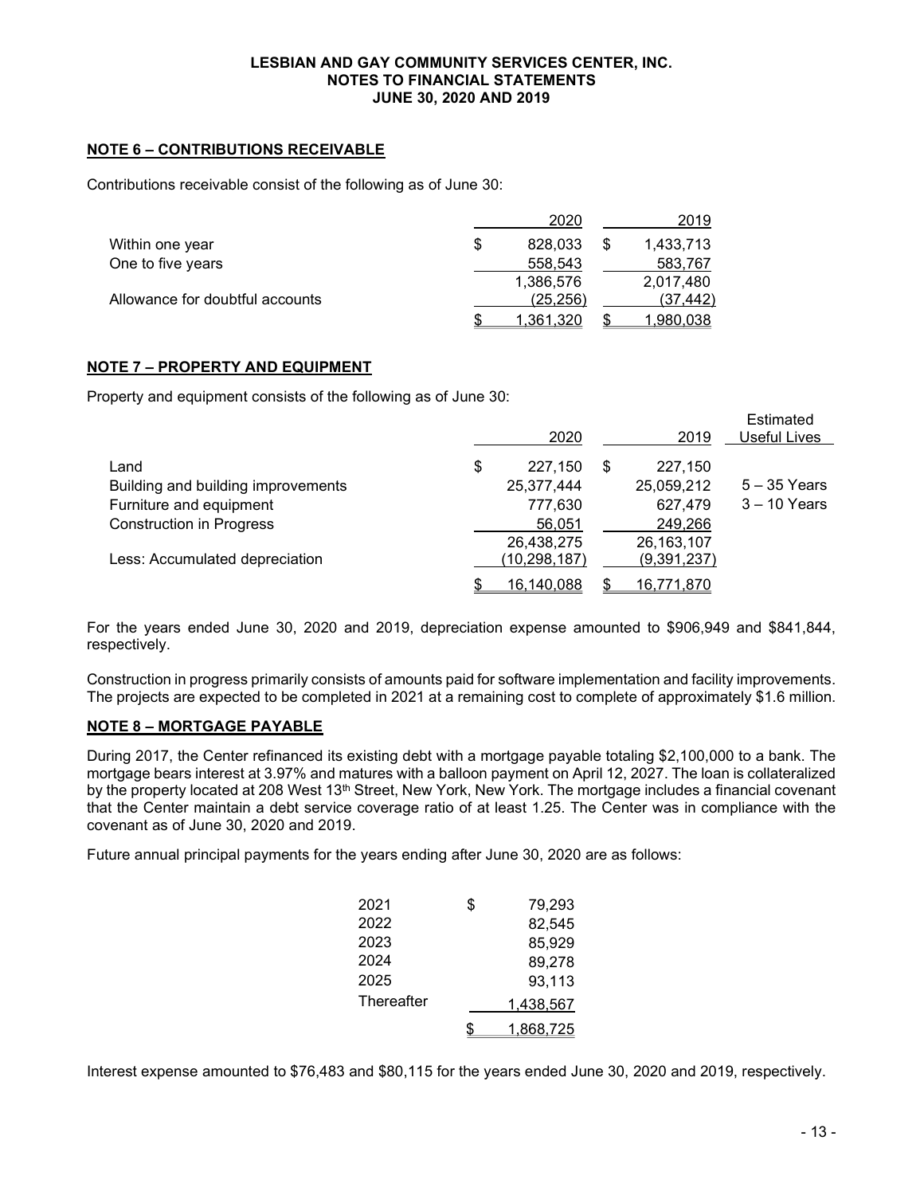**LESBIAN AND GAY COMMUNITY SERVICES CENTER, INC.**
**NOTES TO FINANCIAL STATEMENTS**
**JUNE 30, 2020 AND 2019**

## NOTE 6 – CONTRIBUTIONS RECEIVABLE

Contributions receivable consist of the following as of June 30:

| | 2020 | 2019 |
|---|---|---|
| Within one year | $ 828,033 | $ 1,433,713 |
| One to five years | 558,543 | 583,767 |
| | 1,386,576 | 2,017,480 |
| Allowance for doubtful accounts | (25,256) | (37,442) |
| | $ 1,361,320 | $ 1,980,038 |

## NOTE 7 – PROPERTY AND EQUIPMENT

Property and equipment consists of the following as of June 30:

| | 2020 | 2019 | Estimated Useful Lives |
|---|---|---|---|
| Land | $ 227,150 | $ 227,150 | |
| Building and building improvements | 25,377,444 | 25,059,212 | 5 – 35 Years |
| Furniture and equipment | 777,630 | 627,479 | 3 – 10 Years |
| Construction in Progress | 56,051 | 249,266 | |
| | 26,438,275 | 26,163,107 | |
| Less: Accumulated depreciation | (10,298,187) | (9,391,237) | |
| | $ 16,140,088 | $ 16,771,870 | |

For the years ended June 30, 2020 and 2019, depreciation expense amounted to $906,949 and $841,844, respectively.

Construction in progress primarily consists of amounts paid for software implementation and facility improvements. The projects are expected to be completed in 2021 at a remaining cost to complete of approximately $1.6 million.

## NOTE 8 – MORTGAGE PAYABLE

During 2017, the Center refinanced its existing debt with a mortgage payable totaling $2,100,000 to a bank. The mortgage bears interest at 3.97% and matures with a balloon payment on April 12, 2027. The loan is collateralized by the property located at 208 West 13th Street, New York, New York. The mortgage includes a financial covenant that the Center maintain a debt service coverage ratio of at least 1.25. The Center was in compliance with the covenant as of June 30, 2020 and 2019.

Future annual principal payments for the years ending after June 30, 2020 are as follows:

| | |
|---|---|
| 2021 | $ 79,293 |
| 2022 | 82,545 |
| 2023 | 85,929 |
| 2024 | 89,278 |
| 2025 | 93,113 |
| Thereafter | 1,438,567 |
| | $ 1,868,725 |

Interest expense amounted to $76,483 and $80,115 for the years ended June 30, 2020 and 2019, respectively.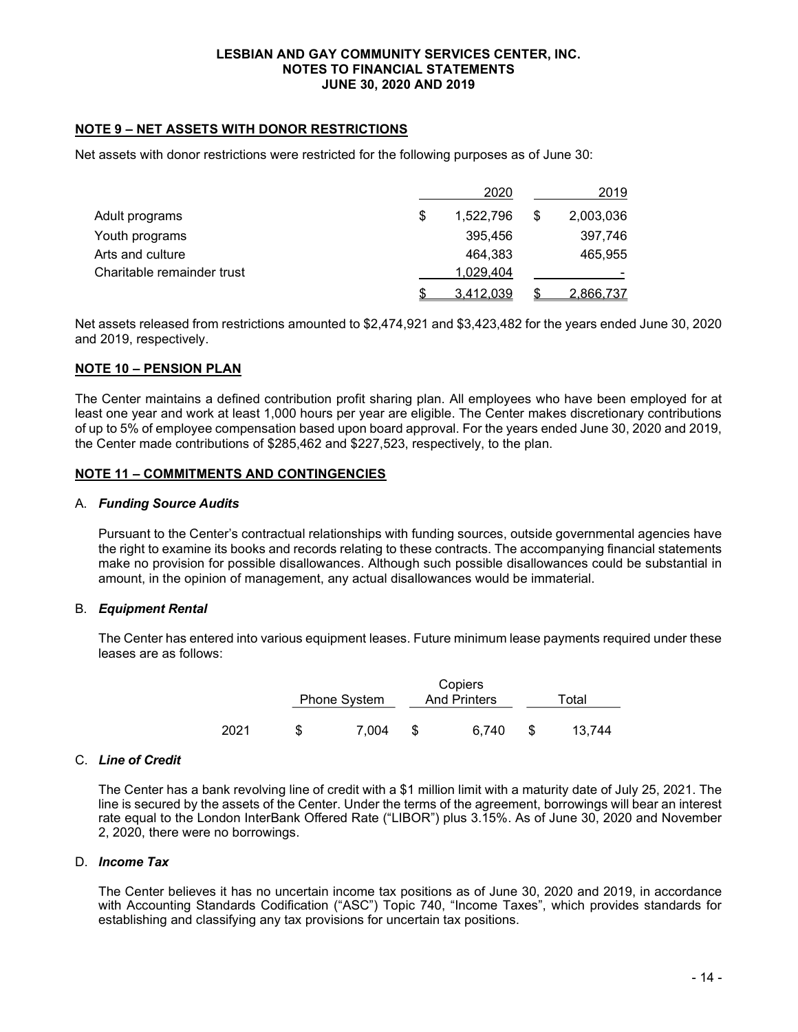**LESBIAN AND GAY COMMUNITY SERVICES CENTER, INC.**
**NOTES TO FINANCIAL STATEMENTS**
**JUNE 30, 2020 AND 2019**

## NOTE 9 – NET ASSETS WITH DONOR RESTRICTIONS

Net assets with donor restrictions were restricted for the following purposes as of June 30:

| | 2020 | 2019 |
|---|---|---|
| Adult programs | $ 1,522,796 | $ 2,003,036 |
| Youth programs | 395,456 | 397,746 |
| Arts and culture | 464,383 | 465,955 |
| Charitable remainder trust | 1,029,404 | - |
| | $ 3,412,039 | $ 2,866,737 |

Net assets released from restrictions amounted to $2,474,921 and $3,423,482 for the years ended June 30, 2020 and 2019, respectively.

## NOTE 10 – PENSION PLAN

The Center maintains a defined contribution profit sharing plan. All employees who have been employed for at least one year and work at least 1,000 hours per year are eligible. The Center makes discretionary contributions of up to 5% of employee compensation based upon board approval. For the years ended June 30, 2020 and 2019, the Center made contributions of $285,462 and $227,523, respectively, to the plan.

## NOTE 11 – COMMITMENTS AND CONTINGENCIES

### A. *Funding Source Audits*

Pursuant to the Center's contractual relationships with funding sources, outside governmental agencies have the right to examine its books and records relating to these contracts. The accompanying financial statements make no provision for possible disallowances. Although such possible disallowances could be substantial in amount, in the opinion of management, any actual disallowances would be immaterial.

### B. *Equipment Rental*

The Center has entered into various equipment leases. Future minimum lease payments required under these leases are as follows:

| | Phone System | Copiers And Printers | Total |
|---|---|---|---|
| 2021 | $ 7,004 | $ 6,740 | $ 13,744 |

### C. *Line of Credit*

The Center has a bank revolving line of credit with a $1 million limit with a maturity date of July 25, 2021. The line is secured by the assets of the Center. Under the terms of the agreement, borrowings will bear an interest rate equal to the London InterBank Offered Rate ("LIBOR") plus 3.15%. As of June 30, 2020 and November 2, 2020, there were no borrowings.

### D. *Income Tax*

The Center believes it has no uncertain income tax positions as of June 30, 2020 and 2019, in accordance with Accounting Standards Codification ("ASC") Topic 740, "Income Taxes", which provides standards for establishing and classifying any tax provisions for uncertain tax positions.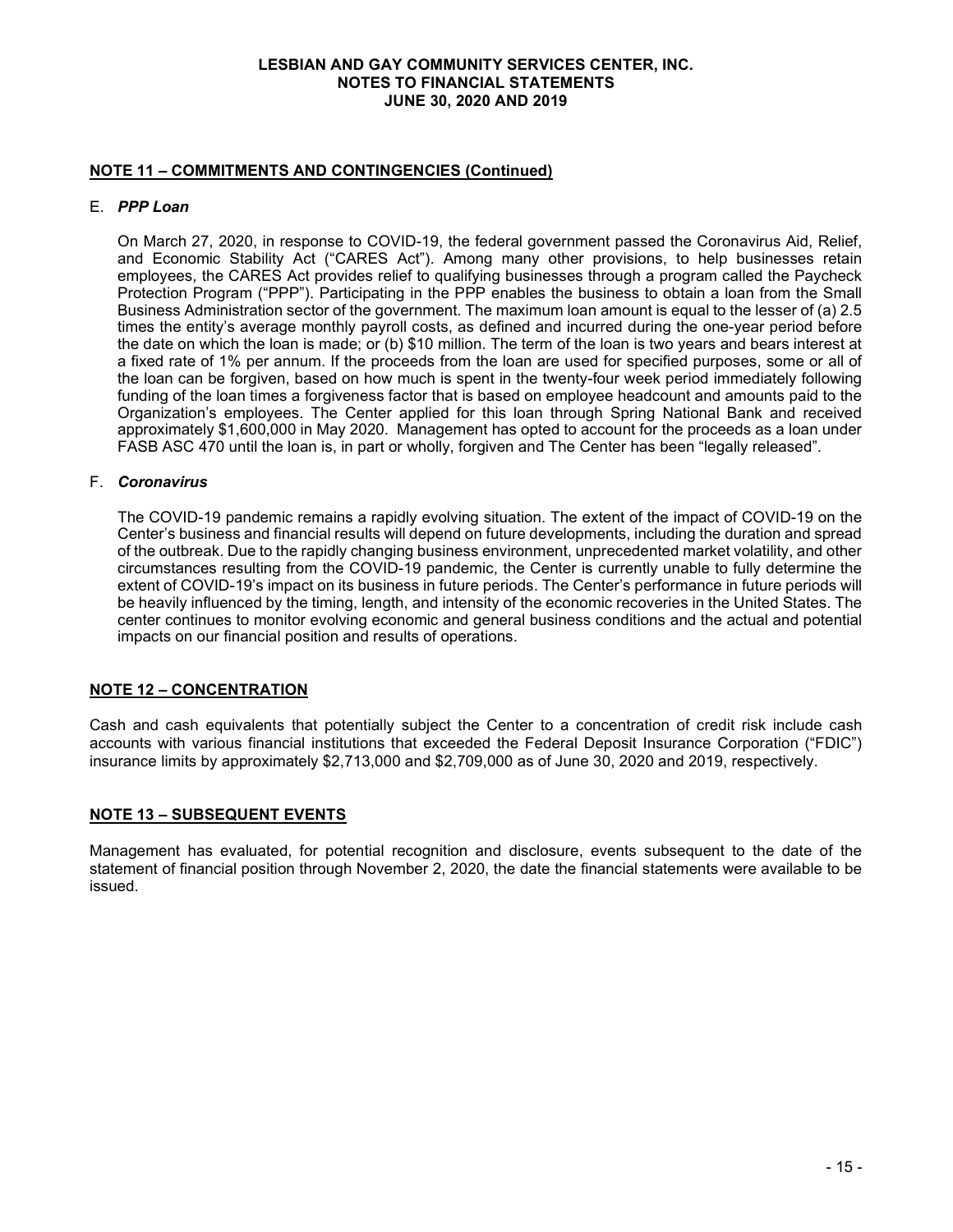## NOTE 11 – COMMITMENTS AND CONTINGENCIES (Continued)

### E. *PPP Loan*

On March 27, 2020, in response to COVID-19, the federal government passed the Coronavirus Aid, Relief, and Economic Stability Act ("CARES Act"). Among many other provisions, to help businesses retain employees, the CARES Act provides relief to qualifying businesses through a program called the Paycheck Protection Program ("PPP"). Participating in the PPP enables the business to obtain a loan from the Small Business Administration sector of the government. The maximum loan amount is equal to the lesser of (a) 2.5 times the entity's average monthly payroll costs, as defined and incurred during the one-year period before the date on which the loan is made; or (b) $10 million. The term of the loan is two years and bears interest at a fixed rate of 1% per annum. If the proceeds from the loan are used for specified purposes, some or all of the loan can be forgiven, based on how much is spent in the twenty-four week period immediately following funding of the loan times a forgiveness factor that is based on employee headcount and amounts paid to the Organization's employees. The Center applied for this loan through Spring National Bank and received approximately $1,600,000 in May 2020. Management has opted to account for the proceeds as a loan under FASB ASC 470 until the loan is, in part or wholly, forgiven and The Center has been "legally released".

### F. *Coronavirus*

The COVID-19 pandemic remains a rapidly evolving situation. The extent of the impact of COVID-19 on the Center's business and financial results will depend on future developments, including the duration and spread of the outbreak. Due to the rapidly changing business environment, unprecedented market volatility, and other circumstances resulting from the COVID-19 pandemic, the Center is currently unable to fully determine the extent of COVID-19's impact on its business in future periods. The Center's performance in future periods will be heavily influenced by the timing, length, and intensity of the economic recoveries in the United States. The center continues to monitor evolving economic and general business conditions and the actual and potential impacts on our financial position and results of operations.

## NOTE 12 – CONCENTRATION

Cash and cash equivalents that potentially subject the Center to a concentration of credit risk include cash accounts with various financial institutions that exceeded the Federal Deposit Insurance Corporation ("FDIC") insurance limits by approximately $2,713,000 and $2,709,000 as of June 30, 2020 and 2019, respectively.

## NOTE 13 – SUBSEQUENT EVENTS

Management has evaluated, for potential recognition and disclosure, events subsequent to the date of the statement of financial position through November 2, 2020, the date the financial statements were available to be issued.